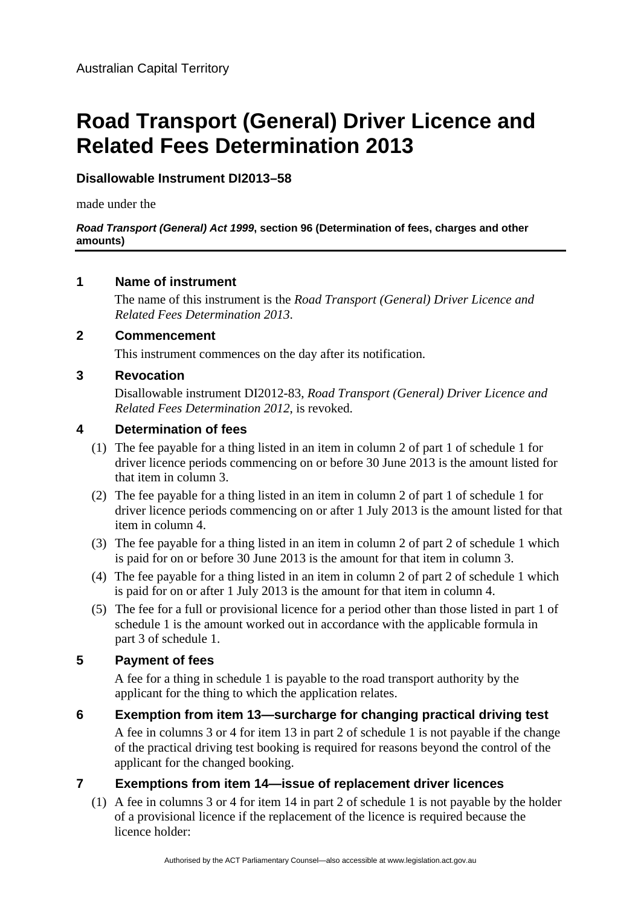Australian Capital Territory

# Road Transport (General) Driver Licence and Related Fees Determination 2013

**Disallowable Instrument DI2013–58**

made under the

***Road Transport (General) Act 1999*, section 96 (Determination of fees, charges and other amounts)**

## 1 Name of instrument

The name of this instrument is the *Road Transport (General) Driver Licence and Related Fees Determination 2013*.

## 2 Commencement

This instrument commences on the day after its notification.

## 3 Revocation

Disallowable instrument DI2012-83, *Road Transport (General) Driver Licence and Related Fees Determination 2012*, is revoked.

## 4 Determination of fees

(1) The fee payable for a thing listed in an item in column 2 of part 1 of schedule 1 for driver licence periods commencing on or before 30 June 2013 is the amount listed for that item in column 3.

(2) The fee payable for a thing listed in an item in column 2 of part 1 of schedule 1 for driver licence periods commencing on or after 1 July 2013 is the amount listed for that item in column 4.

(3) The fee payable for a thing listed in an item in column 2 of part 2 of schedule 1 which is paid for on or before 30 June 2013 is the amount for that item in column 3.

(4) The fee payable for a thing listed in an item in column 2 of part 2 of schedule 1 which is paid for on or after 1 July 2013 is the amount for that item in column 4.

(5) The fee for a full or provisional licence for a period other than those listed in part 1 of schedule 1 is the amount worked out in accordance with the applicable formula in part 3 of schedule 1.

## 5 Payment of fees

A fee for a thing in schedule 1 is payable to the road transport authority by the applicant for the thing to which the application relates.

## 6 Exemption from item 13—surcharge for changing practical driving test

A fee in columns 3 or 4 for item 13 in part 2 of schedule 1 is not payable if the change of the practical driving test booking is required for reasons beyond the control of the applicant for the changed booking.

## 7 Exemptions from item 14—issue of replacement driver licences

(1) A fee in columns 3 or 4 for item 14 in part 2 of schedule 1 is not payable by the holder of a provisional licence if the replacement of the licence is required because the licence holder: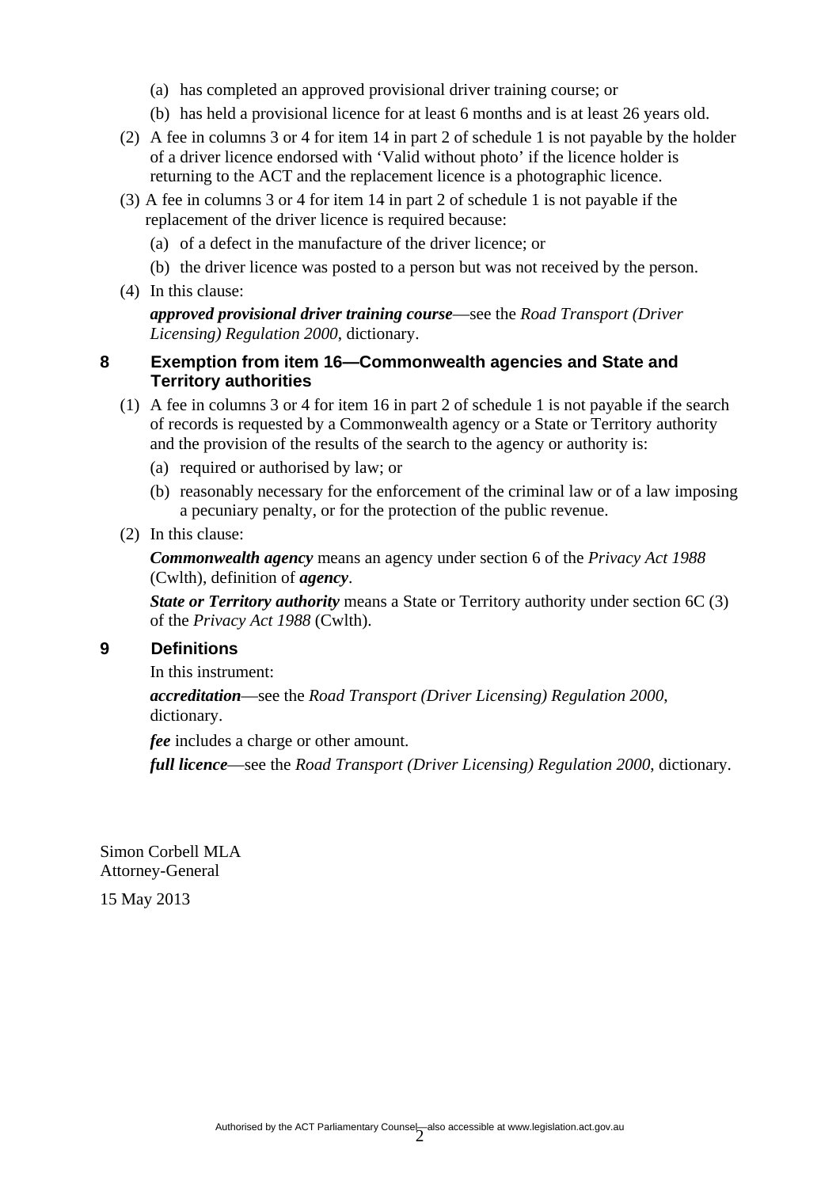(a) has completed an approved provisional driver training course; or

(b) has held a provisional licence for at least 6 months and is at least 26 years old.

(2) A fee in columns 3 or 4 for item 14 in part 2 of schedule 1 is not payable by the holder of a driver licence endorsed with ‘Valid without photo’ if the licence holder is returning to the ACT and the replacement licence is a photographic licence.

(3) A fee in columns 3 or 4 for item 14 in part 2 of schedule 1 is not payable if the replacement of the driver licence is required because:

(a) of a defect in the manufacture of the driver licence; or

(b) the driver licence was posted to a person but was not received by the person.

(4) In this clause:

***approved provisional driver training course***—see the *Road Transport (Driver Licensing) Regulation 2000*, dictionary.

### 8 Exemption from item 16—Commonwealth agencies and State and Territory authorities

(1) A fee in columns 3 or 4 for item 16 in part 2 of schedule 1 is not payable if the search of records is requested by a Commonwealth agency or a State or Territory authority and the provision of the results of the search to the agency or authority is:

(a) required or authorised by law; or

(b) reasonably necessary for the enforcement of the criminal law or of a law imposing a pecuniary penalty, or for the protection of the public revenue.

(2) In this clause:

***Commonwealth agency*** means an agency under section 6 of the *Privacy Act 1988* (Cwlth), definition of ***agency***.

***State or Territory authority*** means a State or Territory authority under section 6C (3) of the *Privacy Act 1988* (Cwlth).

### 9 Definitions

In this instrument:

***accreditation***—see the *Road Transport (Driver Licensing) Regulation 2000*, dictionary.

***fee*** includes a charge or other amount.

***full licence***—see the *Road Transport (Driver Licensing) Regulation 2000*, dictionary.

Simon Corbell MLA
Attorney-General

15 May 2013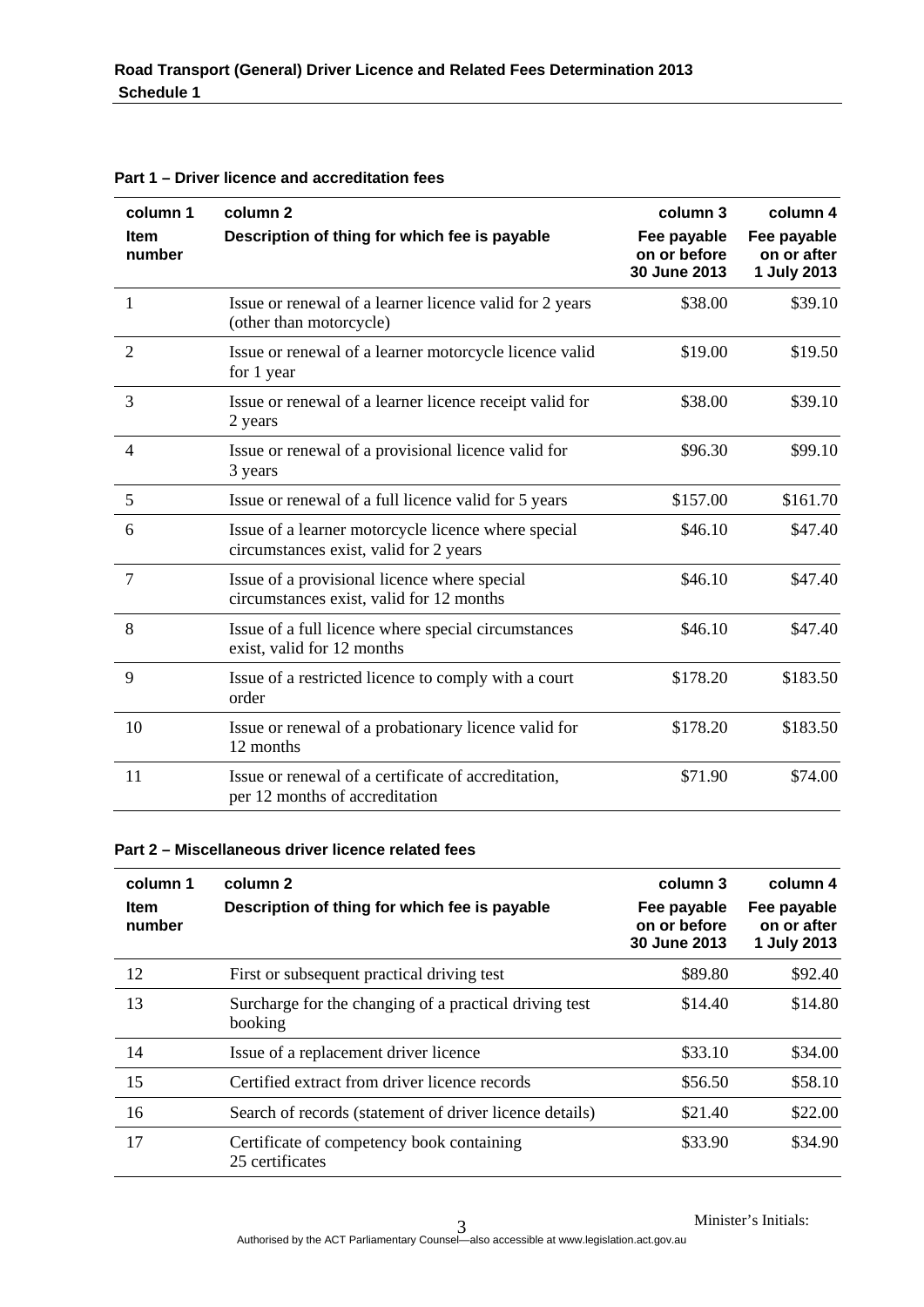## Part 1 – Driver licence and accreditation fees

| column 1<br>Item number | column 2<br>Description of thing for which fee is payable | column 3<br>Fee payable on or before 30 June 2013 | column 4<br>Fee payable on or after 1 July 2013 |
|---|---|---|---|
| 1 | Issue or renewal of a learner licence valid for 2 years (other than motorcycle) | $38.00 | $39.10 |
| 2 | Issue or renewal of a learner motorcycle licence valid for 1 year | $19.00 | $19.50 |
| 3 | Issue or renewal of a learner licence receipt valid for 2 years | $38.00 | $39.10 |
| 4 | Issue or renewal of a provisional licence valid for 3 years | $96.30 | $99.10 |
| 5 | Issue or renewal of a full licence valid for 5 years | $157.00 | $161.70 |
| 6 | Issue of a learner motorcycle licence where special circumstances exist, valid for 2 years | $46.10 | $47.40 |
| 7 | Issue of a provisional licence where special circumstances exist, valid for 12 months | $46.10 | $47.40 |
| 8 | Issue of a full licence where special circumstances exist, valid for 12 months | $46.10 | $47.40 |
| 9 | Issue of a restricted licence to comply with a court order | $178.20 | $183.50 |
| 10 | Issue or renewal of a probationary licence valid for 12 months | $178.20 | $183.50 |
| 11 | Issue or renewal of a certificate of accreditation, per 12 months of accreditation | $71.90 | $74.00 |

## Part 2 – Miscellaneous driver licence related fees

| column 1<br>Item number | column 2<br>Description of thing for which fee is payable | column 3<br>Fee payable on or before 30 June 2013 | column 4<br>Fee payable on or after 1 July 2013 |
|---|---|---|---|
| 12 | First or subsequent practical driving test | $89.80 | $92.40 |
| 13 | Surcharge for the changing of a practical driving test booking | $14.40 | $14.80 |
| 14 | Issue of a replacement driver licence | $33.10 | $34.00 |
| 15 | Certified extract from driver licence records | $56.50 | $58.10 |
| 16 | Search of records (statement of driver licence details) | $21.40 | $22.00 |
| 17 | Certificate of competency book containing 25 certificates | $33.90 | $34.90 |

Minister's Initials: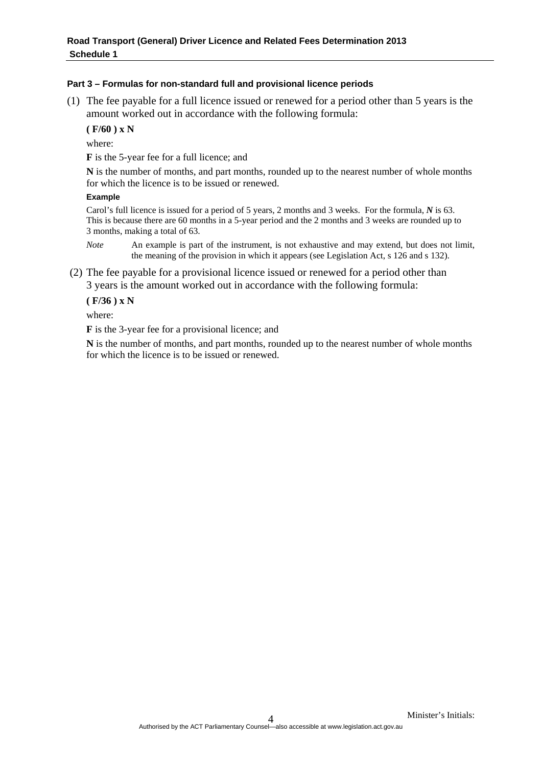### Part 3 – Formulas for non-standard full and provisional licence periods

(1) The fee payable for a full licence issued or renewed for a period other than 5 years is the amount worked out in accordance with the following formula:

**( F/60 ) x N**

where:

**F** is the 5-year fee for a full licence; and

**N** is the number of months, and part months, rounded up to the nearest number of whole months for which the licence is to be issued or renewed.

**Example**

Carol's full licence is issued for a period of 5 years, 2 months and 3 weeks. For the formula, ***N*** is 63. This is because there are 60 months in a 5-year period and the 2 months and 3 weeks are rounded up to 3 months, making a total of 63.

*Note* An example is part of the instrument, is not exhaustive and may extend, but does not limit, the meaning of the provision in which it appears (see Legislation Act, s 126 and s 132).

(2) The fee payable for a provisional licence issued or renewed for a period other than 3 years is the amount worked out in accordance with the following formula:

**( F/36 ) x N**

where:

**F** is the 3-year fee for a provisional licence; and

**N** is the number of months, and part months, rounded up to the nearest number of whole months for which the licence is to be issued or renewed.

Minister's Initials: